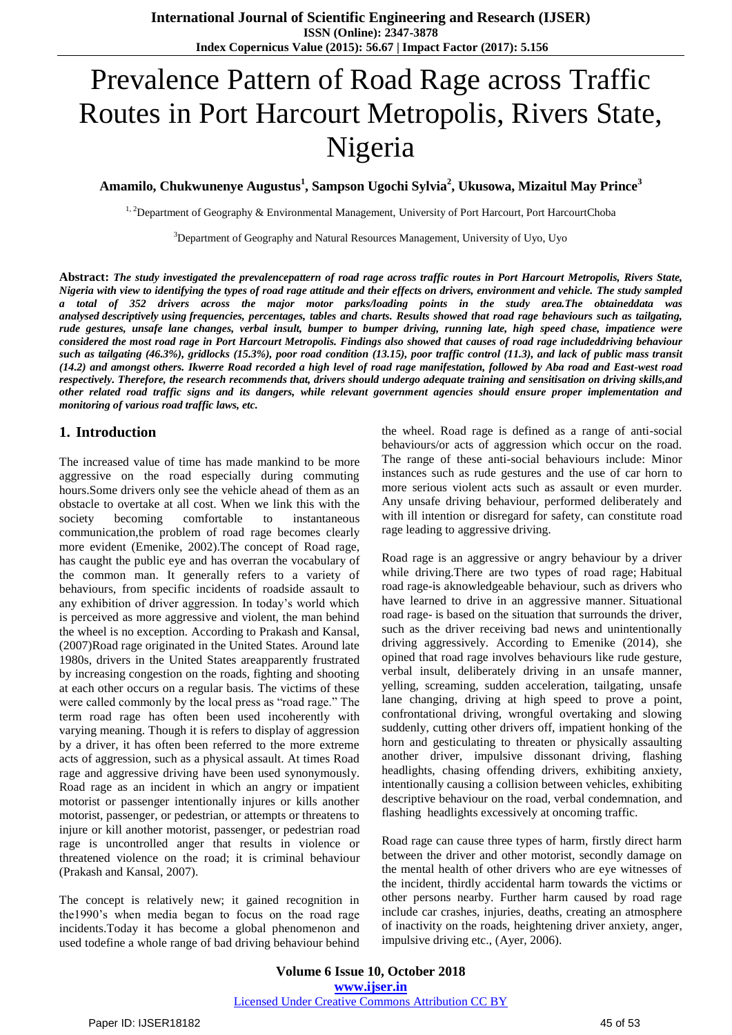# Prevalence Pattern of Road Rage across Traffic Routes in Port Harcourt Metropolis, Rivers State, Nigeria

**Amamilo, Chukwunenye Augustus[1], Sampson Ugochi Sylvia[2], Ukusowa, Mizaitul May Prince[3]**

[1, 2]Department of Geography & Environmental Management, University of Port Harcourt, Port HarcourtChoba

[3]Department of Geography and Natural Resources Management, University of Uyo, Uyo

**Abstract:** ***The study investigated the prevalencepattern of road rage across traffic routes in Port Harcourt Metropolis, Rivers State, Nigeria with view to identifying the types of road rage attitude and their effects on drivers, environment and vehicle. The study sampled a total of 352 drivers across the major motor parks/loading points in the study area.The obtaineddata was analysed descriptively using frequencies, percentages, tables and charts. Results showed that road rage behaviours such as tailgating, rude gestures, unsafe lane changes, verbal insult, bumper to bumper driving, running late, high speed chase, impatience were considered the most road rage in Port Harcourt Metropolis. Findings also showed that causes of road rage includeddriving behaviour such as tailgating (46.3%), gridlocks (15.3%), poor road condition (13.15), poor traffic control (11.3), and lack of public mass transit (14.2) and amongst others. Ikwerre Road recorded a high level of road rage manifestation, followed by Aba road and East-west road respectively. Therefore, the research recommends that, drivers should undergo adequate training and sensitisation on driving skills,and other related road traffic signs and its dangers, while relevant government agencies should ensure proper implementation and monitoring of various road traffic laws, etc.***

## 1. Introduction

The increased value of time has made mankind to be more aggressive on the road especially during commuting hours.Some drivers only see the vehicle ahead of them as an obstacle to overtake at all cost. When we link this with the society becoming comfortable to instantaneous communication,the problem of road rage becomes clearly more evident (Emenike, 2002).The concept of Road rage, has caught the public eye and has overran the vocabulary of the common man. It generally refers to a variety of behaviours, from specific incidents of roadside assault to any exhibition of driver aggression. In today's world which is perceived as more aggressive and violent, the man behind the wheel is no exception. According to Prakash and Kansal, (2007)Road rage originated in the United States. Around late 1980s, drivers in the United States areapparently frustrated by increasing congestion on the roads, fighting and shooting at each other occurs on a regular basis. The victims of these were called commonly by the local press as "road rage." The term road rage has often been used incoherently with varying meaning. Though it is refers to display of aggression by a driver, it has often been referred to the more extreme acts of aggression, such as a physical assault. At times Road rage and aggressive driving have been used synonymously. Road rage as an incident in which an angry or impatient motorist or passenger intentionally injures or kills another motorist, passenger, or pedestrian, or attempts or threatens to injure or kill another motorist, passenger, or pedestrian road rage is uncontrolled anger that results in violence or threatened violence on the road; it is criminal behaviour (Prakash and Kansal, 2007).

The concept is relatively new; it gained recognition in the1990's when media began to focus on the road rage incidents.Today it has become a global phenomenon and used todefine a whole range of bad driving behaviour behind the wheel. Road rage is defined as a range of anti-social behaviours/or acts of aggression which occur on the road. The range of these anti-social behaviours include: Minor instances such as rude gestures and the use of car horn to more serious violent acts such as assault or even murder. Any unsafe driving behaviour, performed deliberately and with ill intention or disregard for safety, can constitute road rage leading to aggressive driving.

Road rage is an aggressive or angry behaviour by a driver while driving.There are two types of road rage; Habitual road rage-is aknowledgeable behaviour, such as drivers who have learned to drive in an aggressive manner. Situational road rage- is based on the situation that surrounds the driver, such as the driver receiving bad news and unintentionally driving aggressively. According to Emenike (2014), she opined that road rage involves behaviours like rude gesture, verbal insult, deliberately driving in an unsafe manner, yelling, screaming, sudden acceleration, tailgating, unsafe lane changing, driving at high speed to prove a point, confrontational driving, wrongful overtaking and slowing suddenly, cutting other drivers off, impatient honking of the horn and gesticulating to threaten or physically assaulting another driver, impulsive dissonant driving, flashing headlights, chasing offending drivers, exhibiting anxiety, intentionally causing a collision between vehicles, exhibiting descriptive behaviour on the road, verbal condemnation, and flashing headlights excessively at oncoming traffic.

Road rage can cause three types of harm, firstly direct harm between the driver and other motorist, secondly damage on the mental health of other drivers who are eye witnesses of the incident, thirdly accidental harm towards the victims or other persons nearby. Further harm caused by road rage include car crashes, injuries, deaths, creating an atmosphere of inactivity on the roads, heightening driver anxiety, anger, impulsive driving etc., (Ayer, 2006).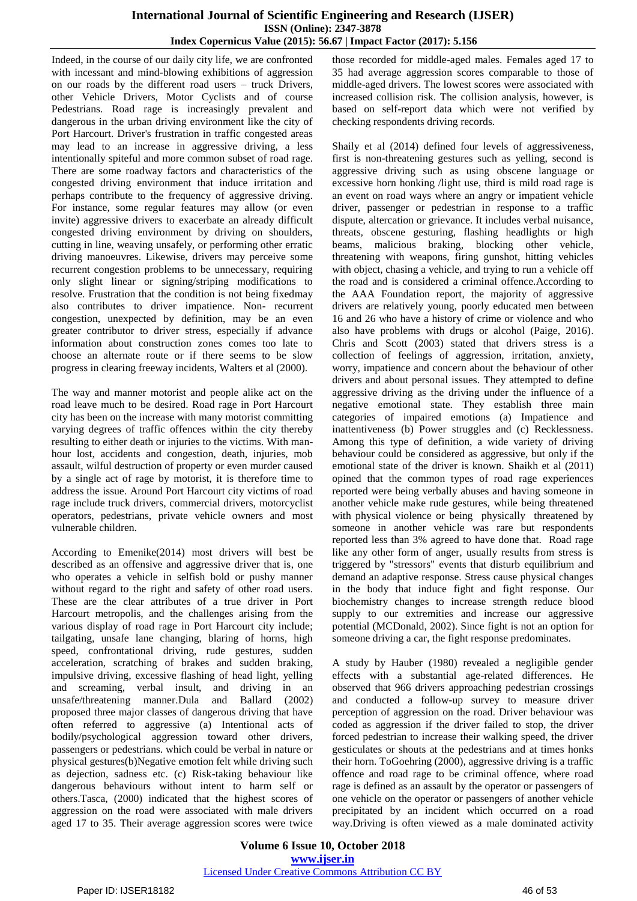Indeed, in the course of our daily city life, we are confronted with incessant and mind-blowing exhibitions of aggression on our roads by the different road users – truck Drivers, other Vehicle Drivers, Motor Cyclists and of course Pedestrians. Road rage is increasingly prevalent and dangerous in the urban driving environment like the city of Port Harcourt. Driver's frustration in traffic congested areas may lead to an increase in aggressive driving, a less intentionally spiteful and more common subset of road rage. There are some roadway factors and characteristics of the congested driving environment that induce irritation and perhaps contribute to the frequency of aggressive driving. For instance, some regular features may allow (or even invite) aggressive drivers to exacerbate an already difficult congested driving environment by driving on shoulders, cutting in line, weaving unsafely, or performing other erratic driving manoeuvres. Likewise, drivers may perceive some recurrent congestion problems to be unnecessary, requiring only slight linear or signing/striping modifications to resolve. Frustration that the condition is not being fixedmay also contributes to driver impatience. Non- recurrent congestion, unexpected by definition, may be an even greater contributor to driver stress, especially if advance information about construction zones comes too late to choose an alternate route or if there seems to be slow progress in clearing freeway incidents, Walters et al (2000).

The way and manner motorist and people alike act on the road leave much to be desired. Road rage in Port Harcourt city has been on the increase with many motorist committing varying degrees of traffic offences within the city thereby resulting to either death or injuries to the victims. With man-hour lost, accidents and congestion, death, injuries, mob assault, wilful destruction of property or even murder caused by a single act of rage by motorist, it is therefore time to address the issue. Around Port Harcourt city victims of road rage include truck drivers, commercial drivers, motorcyclist operators, pedestrians, private vehicle owners and most vulnerable children.

According to Emenike(2014) most drivers will best be described as an offensive and aggressive driver that is, one who operates a vehicle in selfish bold or pushy manner without regard to the right and safety of other road users. These are the clear attributes of a true driver in Port Harcourt metropolis, and the challenges arising from the various display of road rage in Port Harcourt city include; tailgating, unsafe lane changing, blaring of horns, high speed, confrontational driving, rude gestures, sudden acceleration, scratching of brakes and sudden braking, impulsive driving, excessive flashing of head light, yelling and screaming, verbal insult, and driving in an unsafe/threatening manner.Dula and Ballard (2002) proposed three major classes of dangerous driving that have often referred to aggressive (a) Intentional acts of bodily/psychological aggression toward other drivers, passengers or pedestrians. which could be verbal in nature or physical gestures(b)Negative emotion felt while driving such as dejection, sadness etc. (c) Risk-taking behaviour like dangerous behaviours without intent to harm self or others.Tasca, (2000) indicated that the highest scores of aggression on the road were associated with male drivers aged 17 to 35. Their average aggression scores were twice those recorded for middle-aged males. Females aged 17 to 35 had average aggression scores comparable to those of middle-aged drivers. The lowest scores were associated with increased collision risk. The collision analysis, however, is based on self-report data which were not verified by checking respondents driving records.

Shaily et al (2014) defined four levels of aggressiveness, first is non-threatening gestures such as yelling, second is aggressive driving such as using obscene language or excessive horn honking /light use, third is mild road rage is an event on road ways where an angry or impatient vehicle driver, passenger or pedestrian in response to a traffic dispute, altercation or grievance. It includes verbal nuisance, threats, obscene gesturing, flashing headlights or high beams, malicious braking, blocking other vehicle, threatening with weapons, firing gunshot, hitting vehicles with object, chasing a vehicle, and trying to run a vehicle off the road and is considered a criminal offence.According to the AAA Foundation report, the majority of aggressive drivers are relatively young, poorly educated men between 16 and 26 who have a history of crime or violence and who also have problems with drugs or alcohol (Paige, 2016). Chris and Scott (2003) stated that drivers stress is a collection of feelings of aggression, irritation, anxiety, worry, impatience and concern about the behaviour of other drivers and about personal issues. They attempted to define aggressive driving as the driving under the influence of a negative emotional state. They establish three main categories of impaired emotions (a) Impatience and inattentiveness (b) Power struggles and (c) Recklessness. Among this type of definition, a wide variety of driving behaviour could be considered as aggressive, but only if the emotional state of the driver is known. Shaikh et al (2011) opined that the common types of road rage experiences reported were being verbally abuses and having someone in another vehicle make rude gestures, while being threatened with physical violence or being physically threatened by someone in another vehicle was rare but respondents reported less than 3% agreed to have done that. Road rage like any other form of anger, usually results from stress is triggered by "stressors" events that disturb equilibrium and demand an adaptive response. Stress cause physical changes in the body that induce fight and fight response. Our biochemistry changes to increase strength reduce blood supply to our extremities and increase our aggressive potential (MCDonald, 2002). Since fight is not an option for someone driving a car, the fight response predominates.

A study by Hauber (1980) revealed a negligible gender effects with a substantial age-related differences. He observed that 966 drivers approaching pedestrian crossings and conducted a follow-up survey to measure driver perception of aggression on the road. Driver behaviour was coded as aggression if the driver failed to stop, the driver forced pedestrian to increase their walking speed, the driver gesticulates or shouts at the pedestrians and at times honks their horn. ToGoehring (2000), aggressive driving is a traffic offence and road rage to be criminal offence, where road rage is defined as an assault by the operator or passengers of one vehicle on the operator or passengers of another vehicle precipitated by an incident which occurred on a road way.Driving is often viewed as a male dominated activity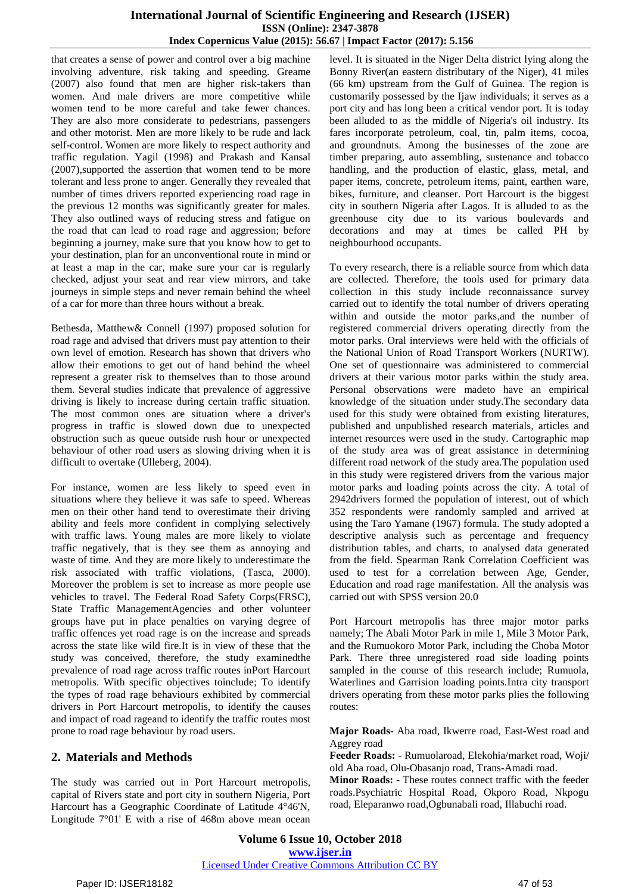that creates a sense of power and control over a big machine involving adventure, risk taking and speeding. Greame (2007) also found that men are higher risk-takers than women. And male drivers are more competitive while women tend to be more careful and take fewer chances. They are also more considerate to pedestrians, passengers and other motorist. Men are more likely to be rude and lack self-control. Women are more likely to respect authority and traffic regulation. Yagil (1998) and Prakash and Kansal (2007),supported the assertion that women tend to be more tolerant and less prone to anger. Generally they revealed that number of times drivers reported experiencing road rage in the previous 12 months was significantly greater for males. They also outlined ways of reducing stress and fatigue on the road that can lead to road rage and aggression; before beginning a journey, make sure that you know how to get to your destination, plan for an unconventional route in mind or at least a map in the car, make sure your car is regularly checked, adjust your seat and rear view mirrors, and take journeys in simple steps and never remain behind the wheel of a car for more than three hours without a break.

Bethesda, Matthew& Connell (1997) proposed solution for road rage and advised that drivers must pay attention to their own level of emotion. Research has shown that drivers who allow their emotions to get out of hand behind the wheel represent a greater risk to themselves than to those around them. Several studies indicate that prevalence of aggressive driving is likely to increase during certain traffic situation. The most common ones are situation where a driver's progress in traffic is slowed down due to unexpected obstruction such as queue outside rush hour or unexpected behaviour of other road users as slowing driving when it is difficult to overtake (Ulleberg, 2004).

For instance, women are less likely to speed even in situations where they believe it was safe to speed. Whereas men on their other hand tend to overestimate their driving ability and feels more confident in complying selectively with traffic laws. Young males are more likely to violate traffic negatively, that is they see them as annoying and waste of time. And they are more likely to underestimate the risk associated with traffic violations, (Tasca, 2000). Moreover the problem is set to increase as more people use vehicles to travel. The Federal Road Safety Corps(FRSC), State Traffic ManagementAgencies and other volunteer groups have put in place penalties on varying degree of traffic offences yet road rage is on the increase and spreads across the state like wild fire.It is in view of these that the study was conceived, therefore, the study examinedthe prevalence of road rage across traffic routes inPort Harcourt metropolis. With specific objectives toinclude; To identify the types of road rage behaviours exhibited by commercial drivers in Port Harcourt metropolis, to identify the causes and impact of road rageand to identify the traffic routes most prone to road rage behaviour by road users.

## 2. Materials and Methods

The study was carried out in Port Harcourt metropolis, capital of Rivers state and port city in southern Nigeria, Port Harcourt has a Geographic Coordinate of Latitude 4°46'N, Longitude 7°01' E with a rise of 468m above mean ocean level. It is situated in the Niger Delta district lying along the Bonny River(an eastern distributary of the Niger), 41 miles (66 km) upstream from the Gulf of Guinea. The region is customarily possessed by the Ijaw individuals; it serves as a port city and has long been a critical vendor port. It is today been alluded to as the middle of Nigeria's oil industry. Its fares incorporate petroleum, coal, tin, palm items, cocoa, and groundnuts. Among the businesses of the zone are timber preparing, auto assembling, sustenance and tobacco handling, and the production of elastic, glass, metal, and paper items, concrete, petroleum items, paint, earthen ware, bikes, furniture, and cleanser. Port Harcourt is the biggest city in southern Nigeria after Lagos. It is alluded to as the greenhouse city due to its various boulevards and decorations and may at times be called PH by neighbourhood occupants.

To every research, there is a reliable source from which data are collected. Therefore, the tools used for primary data collection in this study include reconnaissance survey carried out to identify the total number of drivers operating within and outside the motor parks,and the number of registered commercial drivers operating directly from the motor parks. Oral interviews were held with the officials of the National Union of Road Transport Workers (NURTW). One set of questionnaire was administered to commercial drivers at their various motor parks within the study area. Personal observations were madeto have an empirical knowledge of the situation under study.The secondary data used for this study were obtained from existing literatures, published and unpublished research materials, articles and internet resources were used in the study. Cartographic map of the study area was of great assistance in determining different road network of the study area.The population used in this study were registered drivers from the various major motor parks and loading points across the city. A total of 2942drivers formed the population of interest, out of which 352 respondents were randomly sampled and arrived at using the Taro Yamane (1967) formula. The study adopted a descriptive analysis such as percentage and frequency distribution tables, and charts, to analysed data generated from the field. Spearman Rank Correlation Coefficient was used to test for a correlation between Age, Gender, Education and road rage manifestation. All the analysis was carried out with SPSS version 20.0

Port Harcourt metropolis has three major motor parks namely; The Abali Motor Park in mile 1, Mile 3 Motor Park, and the Rumuokoro Motor Park, including the Choba Motor Park. There three unregistered road side loading points sampled in the course of this research include; Rumuola, Waterlines and Garrision loading points.Intra city transport drivers operating from these motor parks plies the following routes:

**Major Roads**- Aba road, Ikwerre road, East-West road and Aggrey road

**Feeder Roads:** - Rumuolaroad, Elekohia/market road, Woji/ old Aba road, Olu-Obasanjo road, Trans-Amadi road.

**Minor Roads: -** These routes connect traffic with the feeder roads.Psychiatric Hospital Road, Okporo Road, Nkpogu road, Eleparanwo road,Ogbunabali road, Illabuchi road.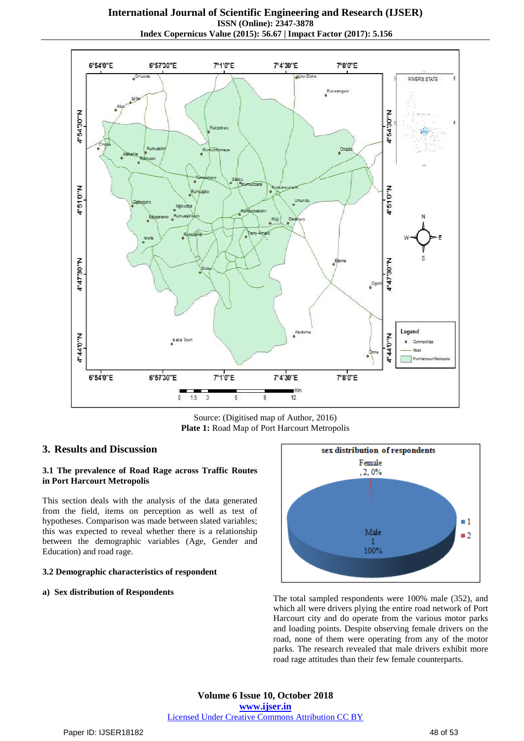Source: (Digitised map of Author, 2016)

**Plate 1:** Road Map of Port Harcourt Metropolis

## 3. Results and Discussion

### 3.1 The prevalence of Road Rage across Traffic Routes in Port Harcourt Metropolis

This section deals with the analysis of the data generated from the field, items on perception as well as test of hypotheses. Comparison was made between slated variables; this was expected to reveal whether there is a relationship between the demographic variables (Age, Gender and Education) and road rage.

### 3.2 Demographic characteristics of respondent

**a) Sex distribution of Respondents**

sex distribution of respondents

The total sampled respondents were 100% male (352), and which all were drivers plying the entire road network of Port Harcourt city and do operate from the various motor parks and loading points. Despite observing female drivers on the road, none of them were operating from any of the motor parks. The research revealed that male drivers exhibit more road rage attitudes than their few female counterparts.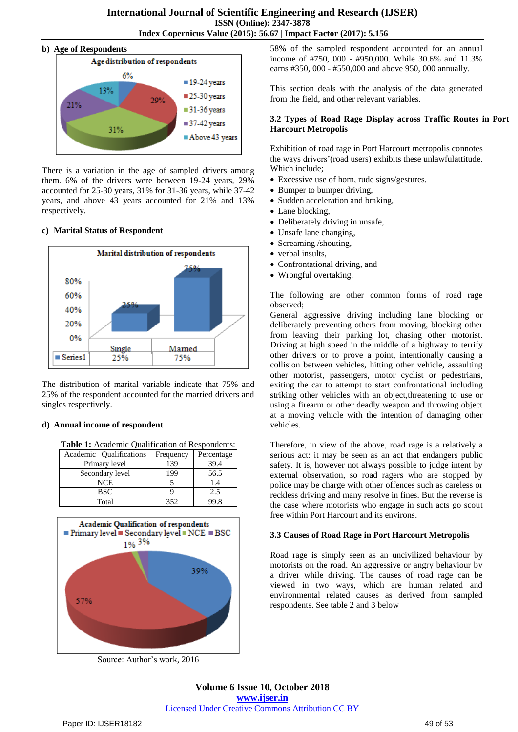**b) Age of Respondents**

There is a variation in the age of sampled drivers among them. 6% of the drivers were between 19-24 years, 29% accounted for 25-30 years, 31% for 31-36 years, while 37-42 years, and above 43 years accounted for 21% and 13% respectively.

**c) Marital Status of Respondent**

The distribution of marital variable indicate that 75% and 25% of the respondent accounted for the married drivers and singles respectively.

**d) Annual income of respondent**

**Table 1:** Academic Qualification of Respondents:

| Academic Qualifications | Frequency | Percentage |
|---|---|---|
| Primary level | 139 | 39.4 |
| Secondary level | 199 | 56.5 |
| NCE | 5 | 1.4 |
| BSC | 9 | 2.5 |
| Total | 352 | 99.8 |

Source: Author's work, 2016

58% of the sampled respondent accounted for an annual income of #750, 000 - #950,000. While 30.6% and 11.3% earns #350, 000 - #550,000 and above 950, 000 annually.

This section deals with the analysis of the data generated from the field, and other relevant variables.

### 3.2 Types of Road Rage Display across Traffic Routes in Port Harcourt Metropolis

Exhibition of road rage in Port Harcourt metropolis connotes the ways drivers'(road users) exhibits these unlawfulattitude. Which include;

- Excessive use of horn, rude signs/gestures,
- Bumper to bumper driving,
- Sudden acceleration and braking,
- Lane blocking,
- Deliberately driving in unsafe,
- Unsafe lane changing,
- Screaming /shouting,
- verbal insults,
- Confrontational driving, and
- Wrongful overtaking.

The following are other common forms of road rage observed;

General aggressive driving including lane blocking or deliberately preventing others from moving, blocking other from leaving their parking lot, chasing other motorist. Driving at high speed in the middle of a highway to terrify other drivers or to prove a point, intentionally causing a collision between vehicles, hitting other vehicle, assaulting other motorist, passengers, motor cyclist or pedestrians, exiting the car to attempt to start confrontational including striking other vehicles with an object,threatening to use or using a firearm or other deadly weapon and throwing object at a moving vehicle with the intention of damaging other vehicles.

Therefore, in view of the above, road rage is a relatively a serious act: it may be seen as an act that endangers public safety. It is, however not always possible to judge intent by external observation, so road ragers who are stopped by police may be charge with other offences such as careless or reckless driving and many resolve in fines. But the reverse is the case where motorists who engage in such acts go scout free within Port Harcourt and its environs.

### 3.3 Causes of Road Rage in Port Harcourt Metropolis

Road rage is simply seen as an uncivilized behaviour by motorists on the road. An aggressive or angry behaviour by a driver while driving. The causes of road rage can be viewed in two ways, which are human related and environmental related causes as derived from sampled respondents. See table 2 and 3 below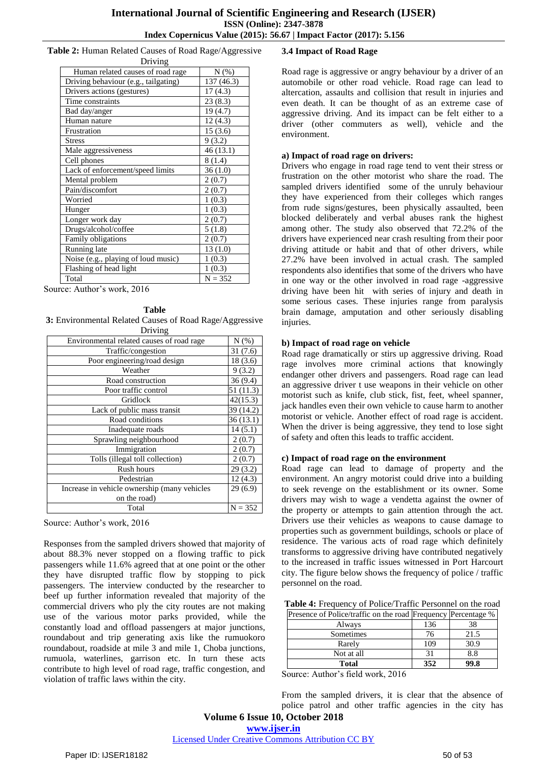**Table 2:** Human Related Causes of Road Rage/Aggressive Driving

| Human related causes of road rage | N (%) |
|---|---|
| Driving behaviour (e.g., tailgating) | 137 (46.3) |
| Drivers actions (gestures) | 17 (4.3) |
| Time constraints | 23 (8.3) |
| Bad day/anger | 19 (4.7) |
| Human nature | 12 (4.3) |
| Frustration | 15 (3.6) |
| Stress | 9 (3.2) |
| Male aggressiveness | 46 (13.1) |
| Cell phones | 8 (1.4) |
| Lack of enforcement/speed limits | 36 (1.0) |
| Mental problem | 2 (0.7) |
| Pain/discomfort | 2 (0.7) |
| Worried | 1 (0.3) |
| Hunger | 1 (0.3) |
| Longer work day | 2 (0.7) |
| Drugs/alcohol/coffee | 5 (1.8) |
| Family obligations | 2 (0.7) |
| Running late | 13 (1.0) |
| Noise (e.g., playing of loud music) | 1 (0.3) |
| Flashing of head light | 1 (0.3) |
| Total | N = 352 |

Source: Author's work, 2016

**Table 3:** Environmental Related Causes of Road Rage/Aggressive Driving

| Environmental related causes of road rage | N (%) |
|---|---|
| Traffic/congestion | 31 (7.6) |
| Poor engineering/road design | 18 (3.6) |
| Weather | 9 (3.2) |
| Road construction | 36 (9.4) |
| Poor traffic control | 51 (11.3) |
| Gridlock | 42(15.3) |
| Lack of public mass transit | 39 (14.2) |
| Road conditions | 36 (13.1) |
| Inadequate roads | 14 (5.1) |
| Sprawling neighbourhood | 2 (0.7) |
| Immigration | 2 (0.7) |
| Tolls (illegal toll collection) | 2 (0.7) |
| Rush hours | 29 (3.2) |
| Pedestrian | 12 (4.3) |
| Increase in vehicle ownership (many vehicles on the road) | 29 (6.9) |
| Total | N = 352 |

Source: Author's work, 2016

Responses from the sampled drivers showed that majority of about 88.3% never stopped on a flowing traffic to pick passengers while 11.6% agreed that at one point or the other they have disrupted traffic flow by stopping to pick passengers. The interview conducted by the researcher to beef up further information revealed that majority of the commercial drivers who ply the city routes are not making use of the various motor parks provided, while the constantly load and offload passengers at major junctions, roundabout and trip generating axis like the rumuokoro roundabout, roadside at mile 3 and mile 1, Choba junctions, rumuola, waterlines, garrison etc. In turn these acts contribute to high level of road rage, traffic congestion, and violation of traffic laws within the city.

### 3.4 Impact of Road Rage

Road rage is aggressive or angry behaviour by a driver of an automobile or other road vehicle. Road rage can lead to altercation, assaults and collision that result in injuries and even death. It can be thought of as an extreme case of aggressive driving. And its impact can be felt either to a driver (other commuters as well), vehicle and the environment.

**a) Impact of road rage on drivers:**

Drivers who engage in road rage tend to vent their stress or frustration on the other motorist who share the road. The sampled drivers identified some of the unruly behaviour they have experienced from their colleges which ranges from rude signs/gestures, been physically assaulted, been blocked deliberately and verbal abuses rank the highest among other. The study also observed that 72.2% of the drivers have experienced near crash resulting from their poor driving attitude or habit and that of other drivers, while 27.2% have been involved in actual crash. The sampled respondents also identifies that some of the drivers who have in one way or the other involved in road rage -aggressive driving have been hit with series of injury and death in some serious cases. These injuries range from paralysis brain damage, amputation and other seriously disabling injuries.

**b) Impact of road rage on vehicle**

Road rage dramatically or stirs up aggressive driving. Road rage involves more criminal actions that knowingly endanger other drivers and passengers. Road rage can lead an aggressive driver t use weapons in their vehicle on other motorist such as knife, club stick, fist, feet, wheel spanner, jack handles even their own vehicle to cause harm to another motorist or vehicle. Another effect of road rage is accident. When the driver is being aggressive, they tend to lose sight of safety and often this leads to traffic accident.

**c) Impact of road rage on the environment**

Road rage can lead to damage of property and the environment. An angry motorist could drive into a building to seek revenge on the establishment or its owner. Some drivers may wish to wage a vendetta against the owner of the property or attempts to gain attention through the act. Drivers use their vehicles as weapons to cause damage to properties such as government buildings, schools or place of residence. The various acts of road rage which definitely transforms to aggressive driving have contributed negatively to the increased in traffic issues witnessed in Port Harcourt city. The figure below shows the frequency of police / traffic personnel on the road.

**Table 4:** Frequency of Police/Traffic Personnel on the road

| Presence of Police/traffic on the road | Frequency | Percentage % |
|---|---|---|
| Always | 136 | 38 |
| Sometimes | 76 | 21.5 |
| Rarely | 109 | 30.9 |
| Not at all | 31 | 8.8 |
| **Total** | **352** | **99.8** |

Source: Author's field work, 2016

From the sampled drivers, it is clear that the absence of police patrol and other traffic agencies in the city has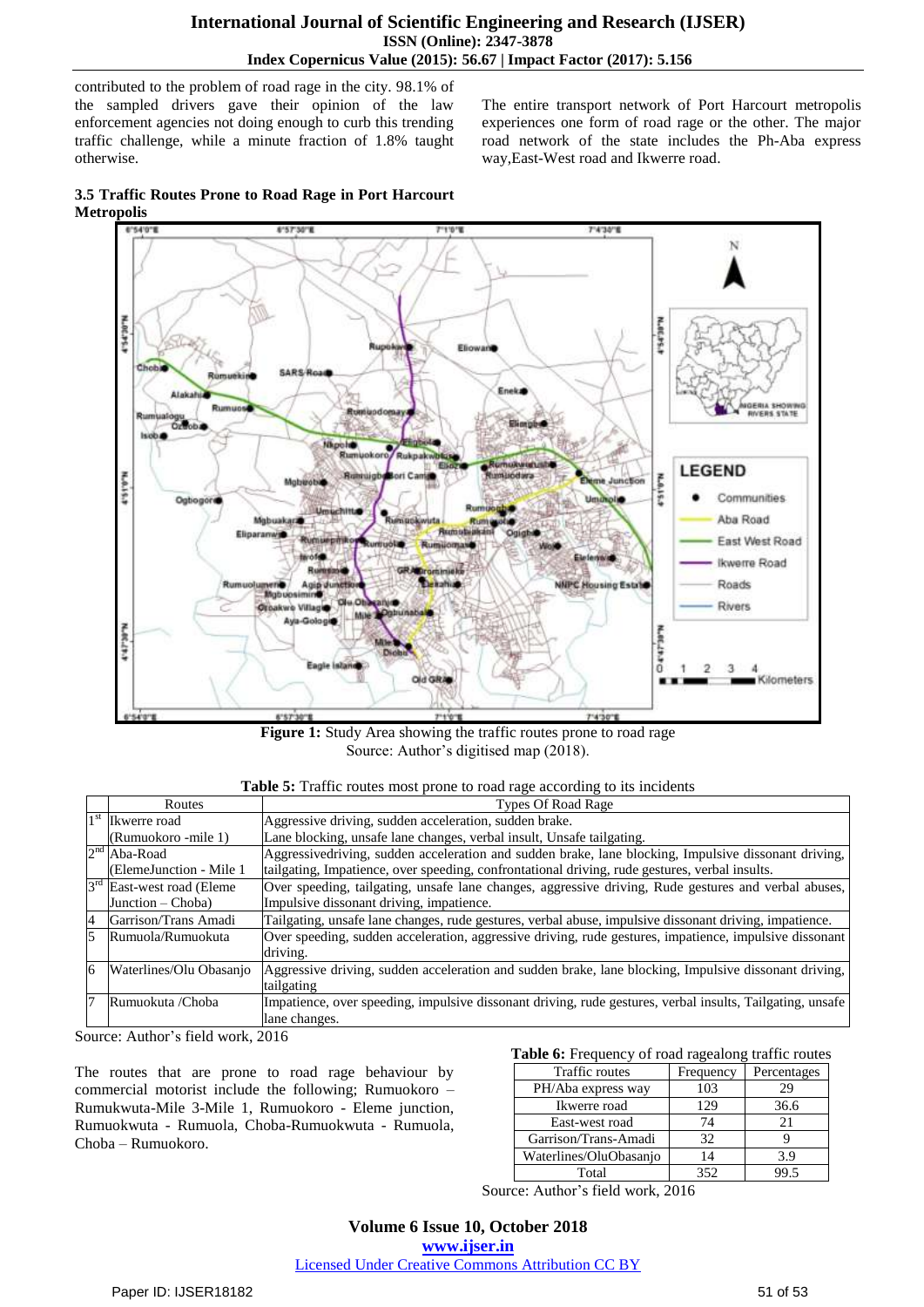contributed to the problem of road rage in the city. 98.1% of the sampled drivers gave their opinion of the law enforcement agencies not doing enough to curb this trending traffic challenge, while a minute fraction of 1.8% taught otherwise.

### 3.5 Traffic Routes Prone to Road Rage in Port Harcourt Metropolis

The entire transport network of Port Harcourt metropolis experiences one form of road rage or the other. The major road network of the state includes the Ph-Aba express way,East-West road and Ikwerre road.

**Figure 1:** Study Area showing the traffic routes prone to road rage
Source: Author's digitised map (2018).

**Table 5:** Traffic routes most prone to road rage according to its incidents

| | Routes | Types Of Road Rage |
|---|---|---|
| 1st | Ikwerre road (Rumuokoro -mile 1) | Aggressive driving, sudden acceleration, sudden brake. Lane blocking, unsafe lane changes, verbal insult, Unsafe tailgating. |
| 2nd | Aba-Road (ElemeJunction - Mile 1 | Aggressivedriving, sudden acceleration and sudden brake, lane blocking, Impulsive dissonant driving, tailgating, Impatience, over speeding, confrontational driving, rude gestures, verbal insults. |
| 3rd | East-west road (Eleme Junction – Choba) | Over speeding, tailgating, unsafe lane changes, aggressive driving, Rude gestures and verbal abuses, Impulsive dissonant driving, impatience. |
| 4 | Garrison/Trans Amadi | Tailgating, unsafe lane changes, rude gestures, verbal abuse, impulsive dissonant driving, impatience. |
| 5 | Rumuola/Rumuokuta | Over speeding, sudden acceleration, aggressive driving, rude gestures, impatience, impulsive dissonant driving. |
| 6 | Waterlines/Olu Obasanjo | Aggressive driving, sudden acceleration and sudden brake, lane blocking, Impulsive dissonant driving, tailgating |
| 7 | Rumuokuta /Choba | Impatience, over speeding, impulsive dissonant driving, rude gestures, verbal insults, Tailgating, unsafe lane changes. |

Source: Author's field work, 2016

The routes that are prone to road rage behaviour by commercial motorist include the following; Rumuokoro – Rumukwuta-Mile 3-Mile 1, Rumuokoro - Eleme junction, Rumuokwuta - Rumuola, Choba-Rumuokwuta - Rumuola, Choba – Rumuokoro.

**Table 6:** Frequency of road ragealong traffic routes

| Traffic routes | Frequency | Percentages |
|---|---|---|
| PH/Aba express way | 103 | 29 |
| Ikwerre road | 129 | 36.6 |
| East-west road | 74 | 21 |
| Garrison/Trans-Amadi | 32 | 9 |
| Waterlines/OluObasanjo | 14 | 3.9 |
| Total | 352 | 99.5 |

Source: Author's field work, 2016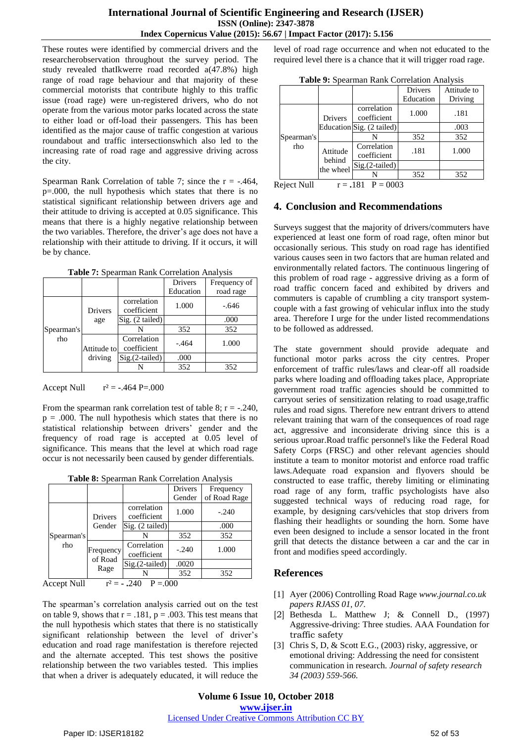These routes were identified by commercial drivers and the researcherobservation throughout the survey period. The study revealed thatIkwerre road recorded a(47.8%) high range of road rage behaviour and that majority of these commercial motorists that contribute highly to this traffic issue (road rage) were un-registered drivers, who do not operate from the various motor parks located across the state to either load or off-load their passengers. This has been identified as the major cause of traffic congestion at various roundabout and traffic intersectionswhich also led to the increasing rate of road rage and aggressive driving across the city.

Spearman Rank Correlation of table 7; since the r = -.464, p=.000, the null hypothesis which states that there is no statistical significant relationship between drivers age and their attitude to driving is accepted at 0.05 significance. This means that there is a highly negative relationship between the two variables. Therefore, the driver's age does not have a relationship with their attitude to driving. If it occurs, it will be by chance.

**Table 7:** Spearman Rank Correlation Analysis

| | | | Drivers Education | Frequency of road rage |
|---|---|---|---|---|
| Spearman's rho | Drivers age | correlation coefficient | 1.000 | -.646 |
| | | Sig. (2 tailed) | | .000 |
| | | N | 352 | 352 |
| | Attitude to driving | Correlation coefficient | -.464 | 1.000 |
| | | Sig.(2-tailed) | .000 | |
| | | N | 352 | 352 |

Accept Null $r^2$ = -.464 P=.000

From the spearman rank correlation test of table 8; r = -.240, p = .000. The null hypothesis which states that there is no statistical relationship between drivers' gender and the frequency of road rage is accepted at 0.05 level of significance. This means that the level at which road rage occur is not necessarily been caused by gender differentials.

**Table 8:** Spearman Rank Correlation Analysis

| | | | Drivers Gender | Frequency of Road Rage |
|---|---|---|---|---|
| Spearman's rho | Drivers Gender | correlation coefficient | 1.000 | -.240 |
| | | Sig. (2 tailed) | | .000 |
| | | N | 352 | 352 |
| | Frequency of Road Rage | Correlation coefficient | -.240 | 1.000 |
| | | Sig.(2-tailed) | .0020 | |
| | | N | 352 | 352 |

Accept Null $r^2$ = - .240 P =.000

The spearman's correlation analysis carried out on the test on table 9, shows that r = .181, p = .003. This test means that the null hypothesis which states that there is no statistically significant relationship between the level of driver's education and road rage manifestation is therefore rejected and the alternate accepted. This test shows the positive relationship between the two variables tested. This implies that when a driver is adequately educated, it will reduce the level of road rage occurrence and when not educated to the required level there is a chance that it will trigger road rage.

**Table 9:** Spearman Rank Correlation Analysis

| | | | Drivers Education | Attitude to Driving |
|---|---|---|---|---|
| Spearman's rho | Drivers Education | correlation coefficient | 1.000 | .181 |
| | | Sig. (2 tailed) | | .003 |
| | | N | 352 | 352 |
| | Attitude behind the wheel | Correlation coefficient | .181 | 1.000 |
| | | Sig.(2-tailed) | | |
| | | N | 352 | 352 |

Reject Null r = .181 P = 0003

## 4. Conclusion and Recommendations

Surveys suggest that the majority of drivers/commuters have experienced at least one form of road rage, often minor but occasionally serious. This study on road rage has identified various causes seen in two factors that are human related and environmentally related factors. The continuous lingering of this problem of road rage - aggressive driving as a form of road traffic concern faced and exhibited by drivers and commuters is capable of crumbling a city transport system-couple with a fast growing of vehicular influx into the study area. Therefore I urge for the under listed recommendations to be followed as addressed.

The state government should provide adequate and functional motor parks across the city centres. Proper enforcement of traffic rules/laws and clear-off all roadside parks where loading and offloading takes place, Appropriate government road traffic agencies should be committed to carryout series of sensitization relating to road usage,traffic rules and road signs. Therefore new entrant drivers to attend relevant training that warn of the consequences of road rage act, aggressive and inconsiderate driving since this is a serious uproar.Road traffic personnel's like the Federal Road Safety Corps (FRSC) and other relevant agencies should institute a team to monitor motorist and enforce road traffic laws.Adequate road expansion and flyovers should be constructed to ease traffic, thereby limiting or eliminating road rage of any form, traffic psychologists have also suggested technical ways of reducing road rage, for example, by designing cars/vehicles that stop drivers from flashing their headlights or sounding the horn. Some have even been designed to include a sensor located in the front grill that detects the distance between a car and the car in front and modifies speed accordingly.

## References

[1] Ayer (2006) Controlling Road Rage *www.journal.co.uk papers RJASS 01, 07.*

[2] Bethesda L. Matthew J; & Connell D., (1997) Aggressive-driving: Three studies. AAA Foundation for traffic safety

[3] Chris S, D, & Scott E.G., (2003) risky, aggressive, or emotional driving: Addressing the need for consistent communication in research. *Journal of safety research 34 (2003) 559-566.*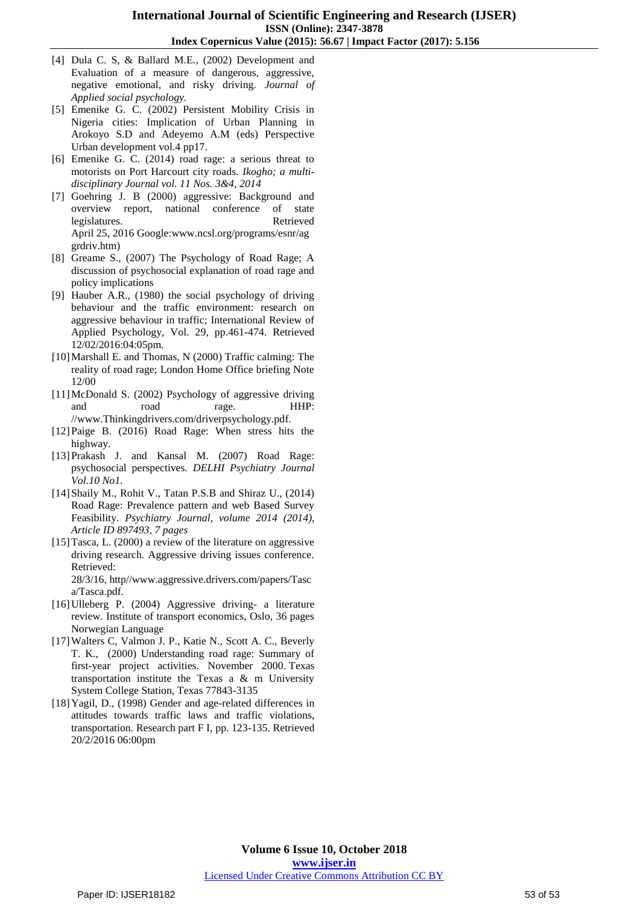[4] Dula C. S, & Ballard M.E., (2002) Development and Evaluation of a measure of dangerous, aggressive, negative emotional, and risky driving. *Journal of Applied social psychology.*

[5] Emenike G. C. (2002) Persistent Mobility Crisis in Nigeria cities: Implication of Urban Planning in Arokoyo S.D and Adeyemo A.M (eds) Perspective Urban development vol.4 pp17.

[6] Emenike G. C. (2014) road rage: a serious threat to motorists on Port Harcourt city roads. *Ikogho; a multi-disciplinary Journal vol. 11 Nos. 3&4, 2014*

[7] Goehring J. B (2000) aggressive: Background and overview report, national conference of state legislatures. Retrieved April 25, 2016 Google:www.ncsl.org/programs/esnr/aggrdriv.htm)

[8] Greame S., (2007) The Psychology of Road Rage; A discussion of psychosocial explanation of road rage and policy implications

[9] Hauber A.R., (1980) the social psychology of driving behaviour and the traffic environment: research on aggressive behaviour in traffic; International Review of Applied Psychology, Vol. 29, pp.461-474. Retrieved 12/02/2016:04:05pm.

[10] Marshall E. and Thomas, N (2000) Traffic calming: The reality of road rage; London Home Office briefing Note 12/00

[11] McDonald S. (2002) Psychology of aggressive driving and road rage. HHP: //www.Thinkingdrivers.com/driverpsychology.pdf.

[12] Paige B. (2016) Road Rage: When stress hits the highway.

[13] Prakash J. and Kansal M. (2007) Road Rage: psychosocial perspectives. *DELHI Psychiatry Journal Vol.10 No1.*

[14] Shaily M., Rohit V., Tatan P.S.B and Shiraz U., (2014) Road Rage: Prevalence pattern and web Based Survey Feasibility. *Psychiatry Journal, volume 2014 (2014), Article ID 897493, 7 pages*

[15] Tasca, L. (2000) a review of the literature on aggressive driving research. Aggressive driving issues conference. Retrieved: 28/3/16, http//www.aggressive.drivers.com/papers/Tasca/Tasca.pdf.

[16] Ulleberg P. (2004) Aggressive driving- a literature review. Institute of transport economics, Oslo, 36 pages Norwegian Language

[17] Walters C, Valmon J. P., Katie N., Scott A. C., Beverly T. K., (2000) Understanding road rage: Summary of first-year project activities. November 2000. Texas transportation institute the Texas a & m University System College Station, Texas 77843-3135

[18] Yagil, D., (1998) Gender and age-related differences in attitudes towards traffic laws and traffic violations, transportation. Research part F I, pp. 123-135. Retrieved 20/2/2016 06:00pm